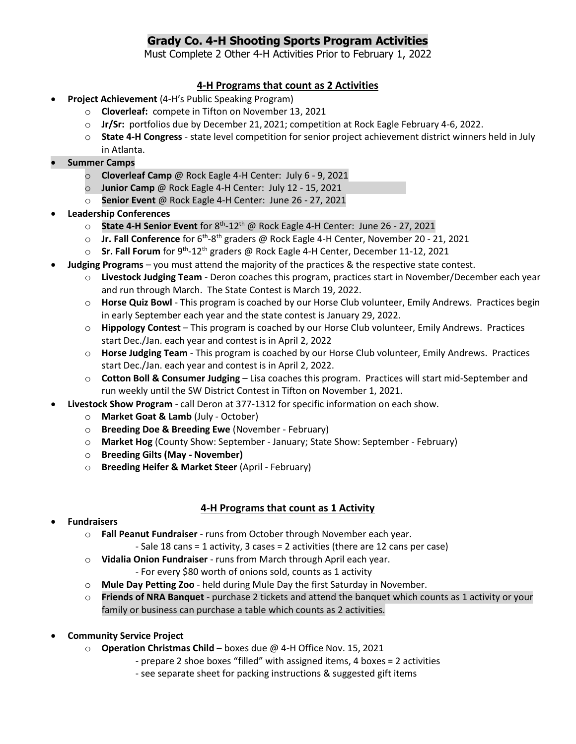# Grady Co. 4-H Shooting Sports Program Activities

Must Complete 2 Other 4-H Activities Prior to February 1, 2022

## 4-H Programs that count as 2 Activities

- **Project Achievement** (4-H's Public Speaking Program)
  - **Cloverleaf:** compete in Tifton on November 13, 2021
  - **Jr/Sr:** portfolios due by December 21, 2021; competition at Rock Eagle February 4-6, 2022.
  - **State 4-H Congress** - state level competition for senior project achievement district winners held in July in Atlanta.
- **Summer Camps**
  - **Cloverleaf Camp** @ Rock Eagle 4-H Center: July 6 - 9, 2021
  - **Junior Camp** @ Rock Eagle 4-H Center: July 12 - 15, 2021
  - **Senior Event** @ Rock Eagle 4-H Center: June 26 - 27, 2021
- **Leadership Conferences**
  - **State 4-H Senior Event** for 8th-12th @ Rock Eagle 4-H Center: June 26 - 27, 2021
  - **Jr. Fall Conference** for 6th-8th graders @ Rock Eagle 4-H Center, November 20 - 21, 2021
  - **Sr. Fall Forum** for 9th-12th graders @ Rock Eagle 4-H Center, December 11-12, 2021
- **Judging Programs** – you must attend the majority of the practices & the respective state contest.
  - **Livestock Judging Team** - Deron coaches this program, practices start in November/December each year and run through March. The State Contest is March 19, 2022.
  - **Horse Quiz Bowl** - This program is coached by our Horse Club volunteer, Emily Andrews. Practices begin in early September each year and the state contest is January 29, 2022.
  - **Hippology Contest** – This program is coached by our Horse Club volunteer, Emily Andrews. Practices start Dec./Jan. each year and contest is in April 2, 2022
  - **Horse Judging Team** - This program is coached by our Horse Club volunteer, Emily Andrews. Practices start Dec./Jan. each year and contest is in April 2, 2022.
  - **Cotton Boll & Consumer Judging** – Lisa coaches this program. Practices will start mid-September and run weekly until the SW District Contest in Tifton on November 1, 2021.
- **Livestock Show Program** - call Deron at 377-1312 for specific information on each show.
  - **Market Goat & Lamb** (July - October)
  - **Breeding Doe & Breeding Ewe** (November - February)
  - **Market Hog** (County Show: September - January; State Show: September - February)
  - **Breeding Gilts (May - November)**
  - **Breeding Heifer & Market Steer** (April - February)

## 4-H Programs that count as 1 Activity

- **Fundraisers**
  - **Fall Peanut Fundraiser** - runs from October through November each year.
    - Sale 18 cans = 1 activity, 3 cases = 2 activities (there are 12 cans per case)
  - **Vidalia Onion Fundraiser** - runs from March through April each year.
    - For every $80 worth of onions sold, counts as 1 activity
  - **Mule Day Petting Zoo** - held during Mule Day the first Saturday in November.
  - **Friends of NRA Banquet** - purchase 2 tickets and attend the banquet which counts as 1 activity or your family or business can purchase a table which counts as 2 activities.
- **Community Service Project**
  - **Operation Christmas Child** – boxes due @ 4-H Office Nov. 15, 2021
    - prepare 2 shoe boxes "filled" with assigned items, 4 boxes = 2 activities
    - see separate sheet for packing instructions & suggested gift items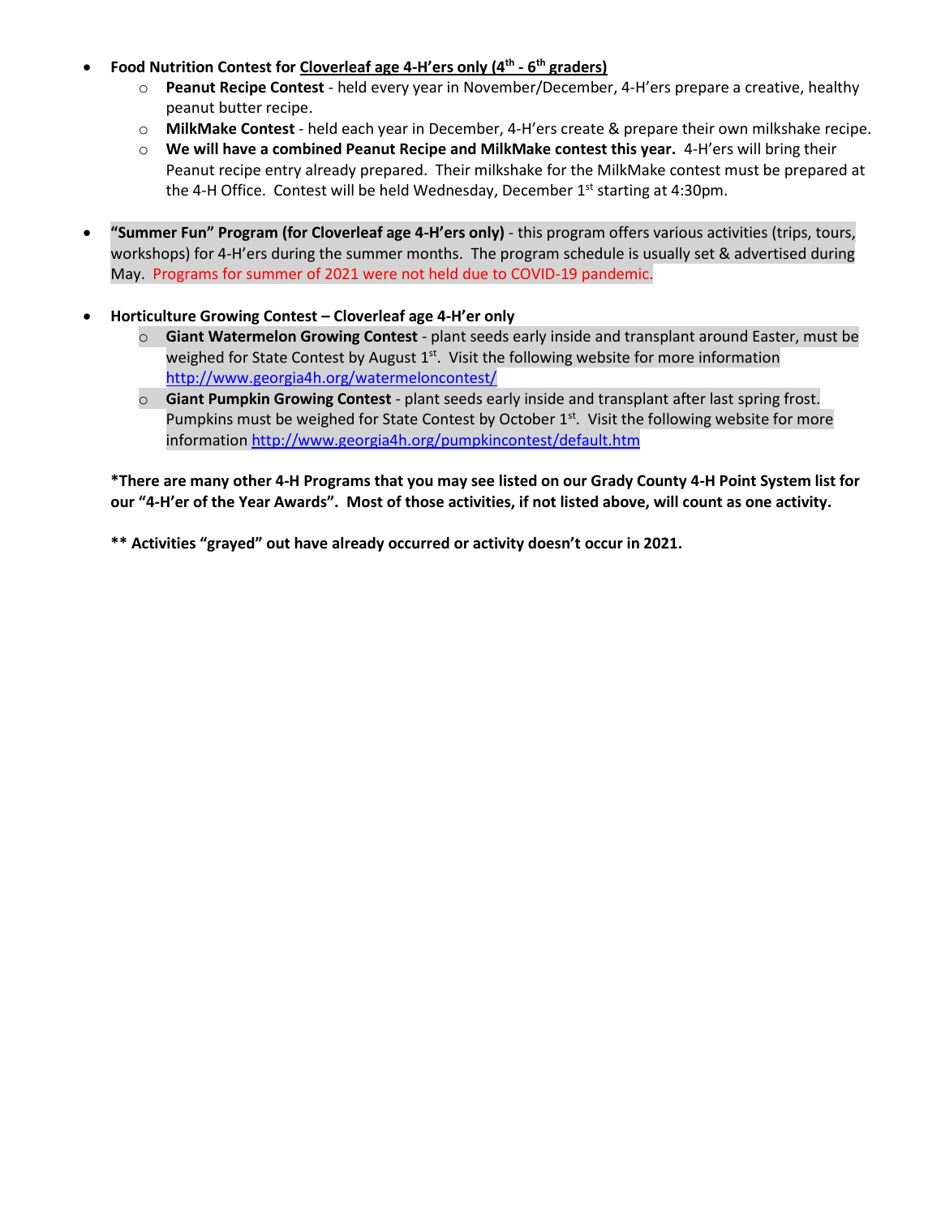- **Food Nutrition Contest for Cloverleaf age 4-H'ers only (4th - 6th graders)**
  - **Peanut Recipe Contest** - held every year in November/December, 4-H'ers prepare a creative, healthy peanut butter recipe.
  - **MilkMake Contest** - held each year in December, 4-H'ers create & prepare their own milkshake recipe.
  - **We will have a combined Peanut Recipe and MilkMake contest this year.** 4-H'ers will bring their Peanut recipe entry already prepared. Their milkshake for the MilkMake contest must be prepared at the 4-H Office. Contest will be held Wednesday, December 1st starting at 4:30pm.

- **"Summer Fun" Program (for Cloverleaf age 4-H'ers only)** - this program offers various activities (trips, tours, workshops) for 4-H'ers during the summer months. The program schedule is usually set & advertised during May. Programs for summer of 2021 were not held due to COVID-19 pandemic.

- **Horticulture Growing Contest – Cloverleaf age 4-H'er only**
  - **Giant Watermelon Growing Contest** - plant seeds early inside and transplant around Easter, must be weighed for State Contest by August 1st. Visit the following website for more information http://www.georgia4h.org/watermeloncontest/
  - **Giant Pumpkin Growing Contest** - plant seeds early inside and transplant after last spring frost. Pumpkins must be weighed for State Contest by October 1st. Visit the following website for more information http://www.georgia4h.org/pumpkincontest/default.htm

**\*There are many other 4-H Programs that you may see listed on our Grady County 4-H Point System list for our "4-H'er of the Year Awards". Most of those activities, if not listed above, will count as one activity.**

**\*\* Activities "grayed" out have already occurred or activity doesn't occur in 2021.**